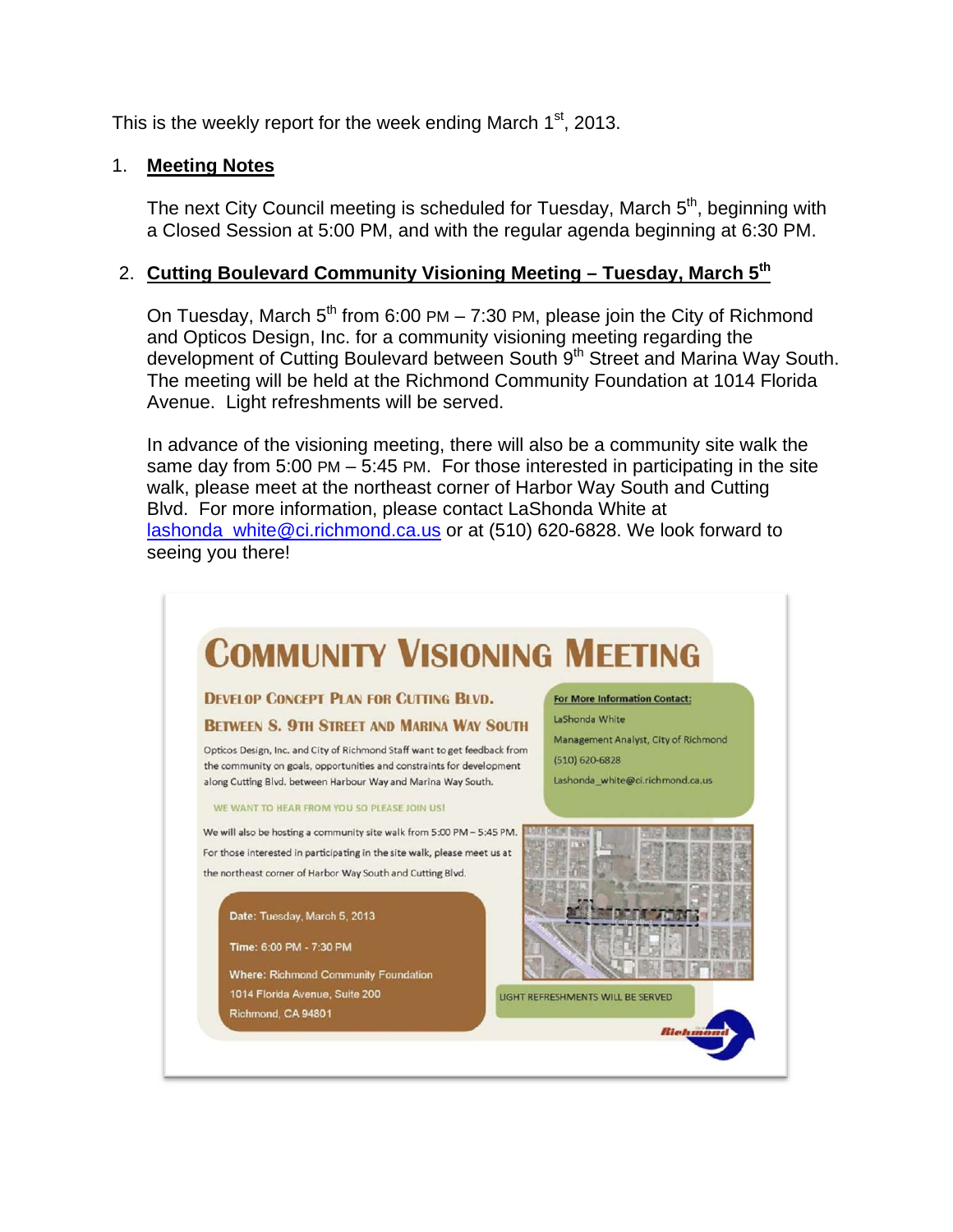This is the weekly report for the week ending March 1st, 2013.

1. **Meeting Notes**

   The next City Council meeting is scheduled for Tuesday, March 5th, beginning with a Closed Session at 5:00 PM, and with the regular agenda beginning at 6:30 PM.

2. **Cutting Boulevard Community Visioning Meeting – Tuesday, March 5th**

   On Tuesday, March 5th from 6:00 PM – 7:30 PM, please join the City of Richmond and Opticos Design, Inc. for a community visioning meeting regarding the development of Cutting Boulevard between South 9th Street and Marina Way South. The meeting will be held at the Richmond Community Foundation at 1014 Florida Avenue. Light refreshments will be served.

   In advance of the visioning meeting, there will also be a community site walk the same day from 5:00 PM – 5:45 PM. For those interested in participating in the site walk, please meet at the northeast corner of Harbor Way South and Cutting Blvd. For more information, please contact LaShonda White at lashonda_white@ci.richmond.ca.us or at (510) 620-6828. We look forward to seeing you there!

# COMMUNITY VISIONING MEETING

## DEVELOP CONCEPT PLAN FOR CUTTING BLVD.

## BETWEEN S. 9TH STREET AND MARINA WAY SOUTH

Opticos Design, Inc. and City of Richmond Staff want to get feedback from the community on goals, opportunities and constraints for development along Cutting Blvd. between Harbour Way and Marina Way South.

WE WANT TO HEAR FROM YOU SO PLEASE JOIN US!

We will also be hosting a community site walk from 5:00 PM – 5:45 PM. For those interested in participating in the site walk, please meet us at the northeast corner of Harbor Way South and Cutting Blvd.

**For More Information Contact:**

LaShonda White

Management Analyst, City of Richmond

(510) 620-6828

Lashonda_white@ci.richmond.ca.us

Date: Tuesday, March 5, 2013

Time: 6:00 PM - 7:30 PM

Where: Richmond Community Foundation
1014 Florida Avenue, Suite 200
Richmond, CA 94801

LIGHT REFRESHMENTS WILL BE SERVED

Richmond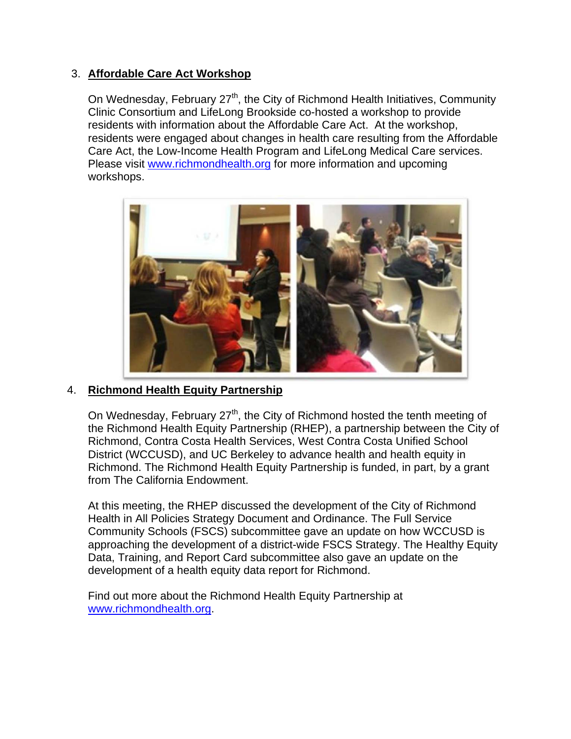3. **Affordable Care Act Workshop**

   On Wednesday, February 27th, the City of Richmond Health Initiatives, Community Clinic Consortium and LifeLong Brookside co-hosted a workshop to provide residents with information about the Affordable Care Act. At the workshop, residents were engaged about changes in health care resulting from the Affordable Care Act, the Low-Income Health Program and LifeLong Medical Care services. Please visit www.richmondhealth.org for more information and upcoming workshops.

4. **Richmond Health Equity Partnership**

   On Wednesday, February 27th, the City of Richmond hosted the tenth meeting of the Richmond Health Equity Partnership (RHEP), a partnership between the City of Richmond, Contra Costa Health Services, West Contra Costa Unified School District (WCCUSD), and UC Berkeley to advance health and health equity in Richmond. The Richmond Health Equity Partnership is funded, in part, by a grant from The California Endowment.

   At this meeting, the RHEP discussed the development of the City of Richmond Health in All Policies Strategy Document and Ordinance. The Full Service Community Schools (FSCS) subcommittee gave an update on how WCCUSD is approaching the development of a district-wide FSCS Strategy. The Healthy Equity Data, Training, and Report Card subcommittee also gave an update on the development of a health equity data report for Richmond.

   Find out more about the Richmond Health Equity Partnership at www.richmondhealth.org.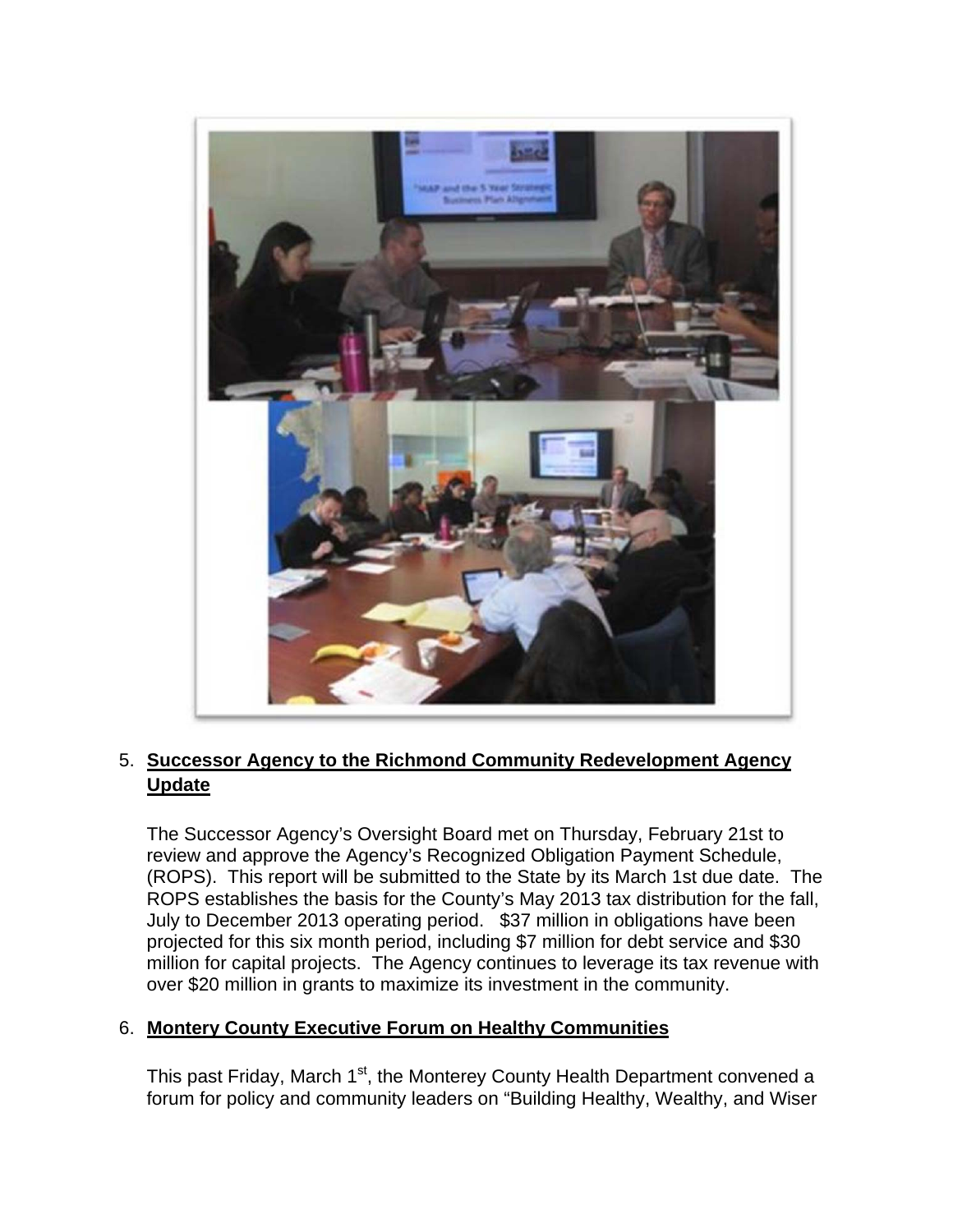5. **Successor Agency to the Richmond Community Redevelopment Agency Update**

   The Successor Agency's Oversight Board met on Thursday, February 21st to review and approve the Agency's Recognized Obligation Payment Schedule, (ROPS). This report will be submitted to the State by its March 1st due date. The ROPS establishes the basis for the County's May 2013 tax distribution for the fall, July to December 2013 operating period. $37 million in obligations have been projected for this six month period, including $7 million for debt service and $30 million for capital projects. The Agency continues to leverage its tax revenue with over $20 million in grants to maximize its investment in the community.

6. **Montery County Executive Forum on Healthy Communities**

   This past Friday, March 1st, the Monterey County Health Department convened a forum for policy and community leaders on "Building Healthy, Wealthy, and Wiser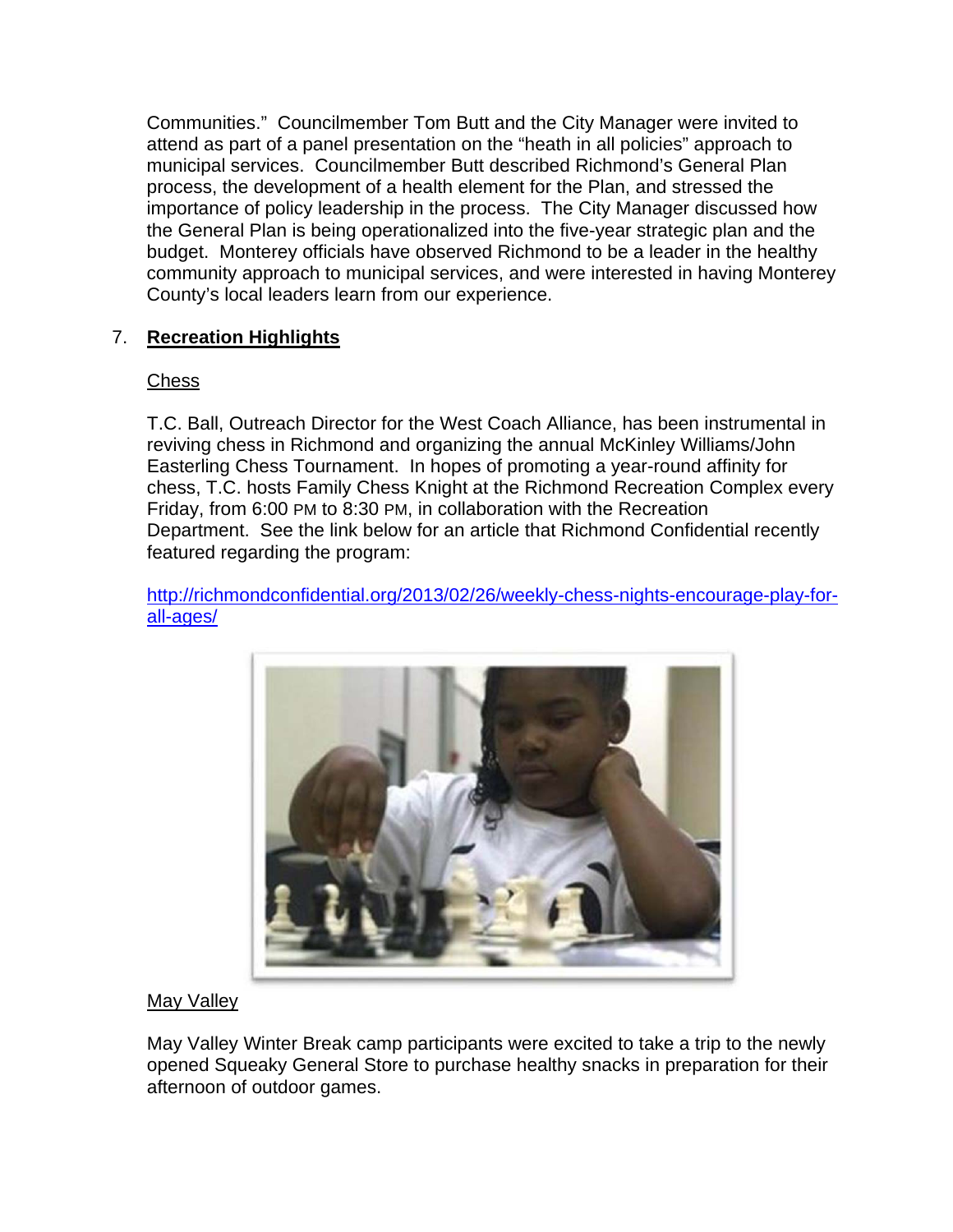Communities." Councilmember Tom Butt and the City Manager were invited to attend as part of a panel presentation on the "heath in all policies" approach to municipal services. Councilmember Butt described Richmond's General Plan process, the development of a health element for the Plan, and stressed the importance of policy leadership in the process. The City Manager discussed how the General Plan is being operationalized into the five-year strategic plan and the budget. Monterey officials have observed Richmond to be a leader in the healthy community approach to municipal services, and were interested in having Monterey County's local leaders learn from our experience.

7. **Recreation Highlights**

Chess

T.C. Ball, Outreach Director for the West Coach Alliance, has been instrumental in reviving chess in Richmond and organizing the annual McKinley Williams/John Easterling Chess Tournament. In hopes of promoting a year-round affinity for chess, T.C. hosts Family Chess Knight at the Richmond Recreation Complex every Friday, from 6:00 PM to 8:30 PM, in collaboration with the Recreation Department. See the link below for an article that Richmond Confidential recently featured regarding the program:

http://richmondconfidential.org/2013/02/26/weekly-chess-nights-encourage-play-for-all-ages/

May Valley

May Valley Winter Break camp participants were excited to take a trip to the newly opened Squeaky General Store to purchase healthy snacks in preparation for their afternoon of outdoor games.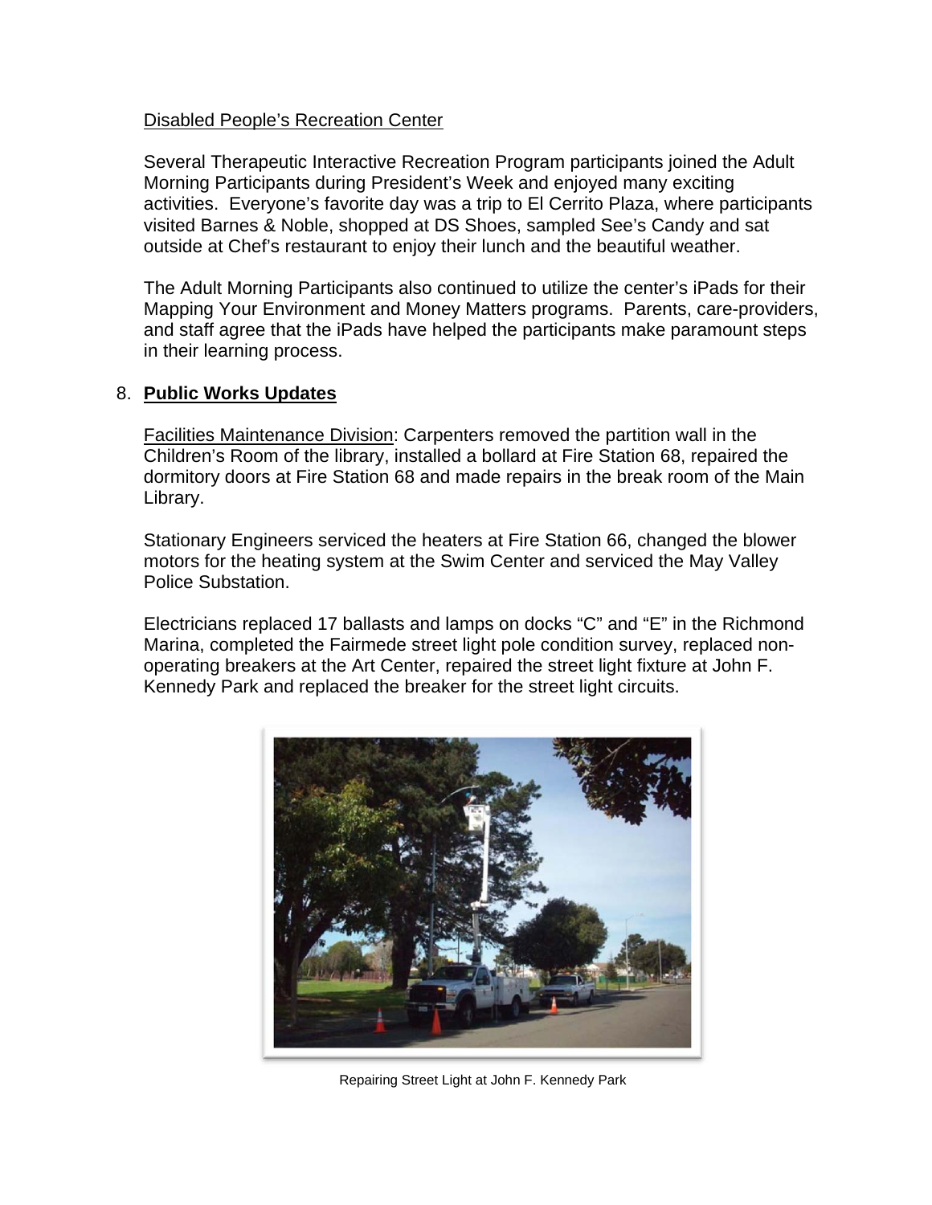Disabled People's Recreation Center

Several Therapeutic Interactive Recreation Program participants joined the Adult Morning Participants during President's Week and enjoyed many exciting activities. Everyone's favorite day was a trip to El Cerrito Plaza, where participants visited Barnes & Noble, shopped at DS Shoes, sampled See's Candy and sat outside at Chef's restaurant to enjoy their lunch and the beautiful weather.

The Adult Morning Participants also continued to utilize the center's iPads for their Mapping Your Environment and Money Matters programs. Parents, care-providers, and staff agree that the iPads have helped the participants make paramount steps in their learning process.

## 8. **Public Works Updates**

Facilities Maintenance Division: Carpenters removed the partition wall in the Children's Room of the library, installed a bollard at Fire Station 68, repaired the dormitory doors at Fire Station 68 and made repairs in the break room of the Main Library.

Stationary Engineers serviced the heaters at Fire Station 66, changed the blower motors for the heating system at the Swim Center and serviced the May Valley Police Substation.

Electricians replaced 17 ballasts and lamps on docks "C" and "E" in the Richmond Marina, completed the Fairmede street light pole condition survey, replaced non-operating breakers at the Art Center, repaired the street light fixture at John F. Kennedy Park and replaced the breaker for the street light circuits.

Repairing Street Light at John F. Kennedy Park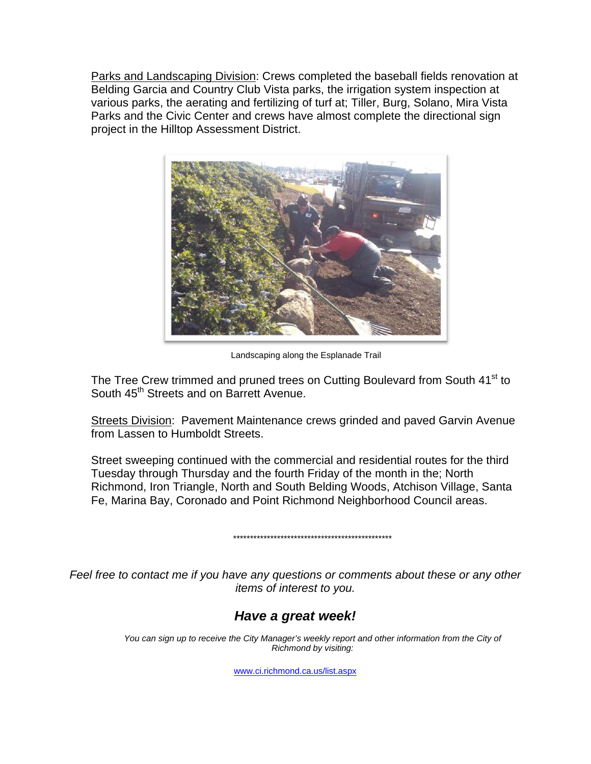Parks and Landscaping Division: Crews completed the baseball fields renovation at Belding Garcia and Country Club Vista parks, the irrigation system inspection at various parks, the aerating and fertilizing of turf at; Tiller, Burg, Solano, Mira Vista Parks and the Civic Center and crews have almost complete the directional sign project in the Hilltop Assessment District.

Landscaping along the Esplanade Trail

The Tree Crew trimmed and pruned trees on Cutting Boulevard from South 41st to South 45th Streets and on Barrett Avenue.

Streets Division: Pavement Maintenance crews grinded and paved Garvin Avenue from Lassen to Humboldt Streets.

Street sweeping continued with the commercial and residential routes for the third Tuesday through Thursday and the fourth Friday of the month in the; North Richmond, Iron Triangle, North and South Belding Woods, Atchison Village, Santa Fe, Marina Bay, Coronado and Point Richmond Neighborhood Council areas.

**************************************************

*Feel free to contact me if you have any questions or comments about these or any other items of interest to you.*

***Have a great week!***

*You can sign up to receive the City Manager's weekly report and other information from the City of Richmond by visiting:*

www.ci.richmond.ca.us/list.aspx